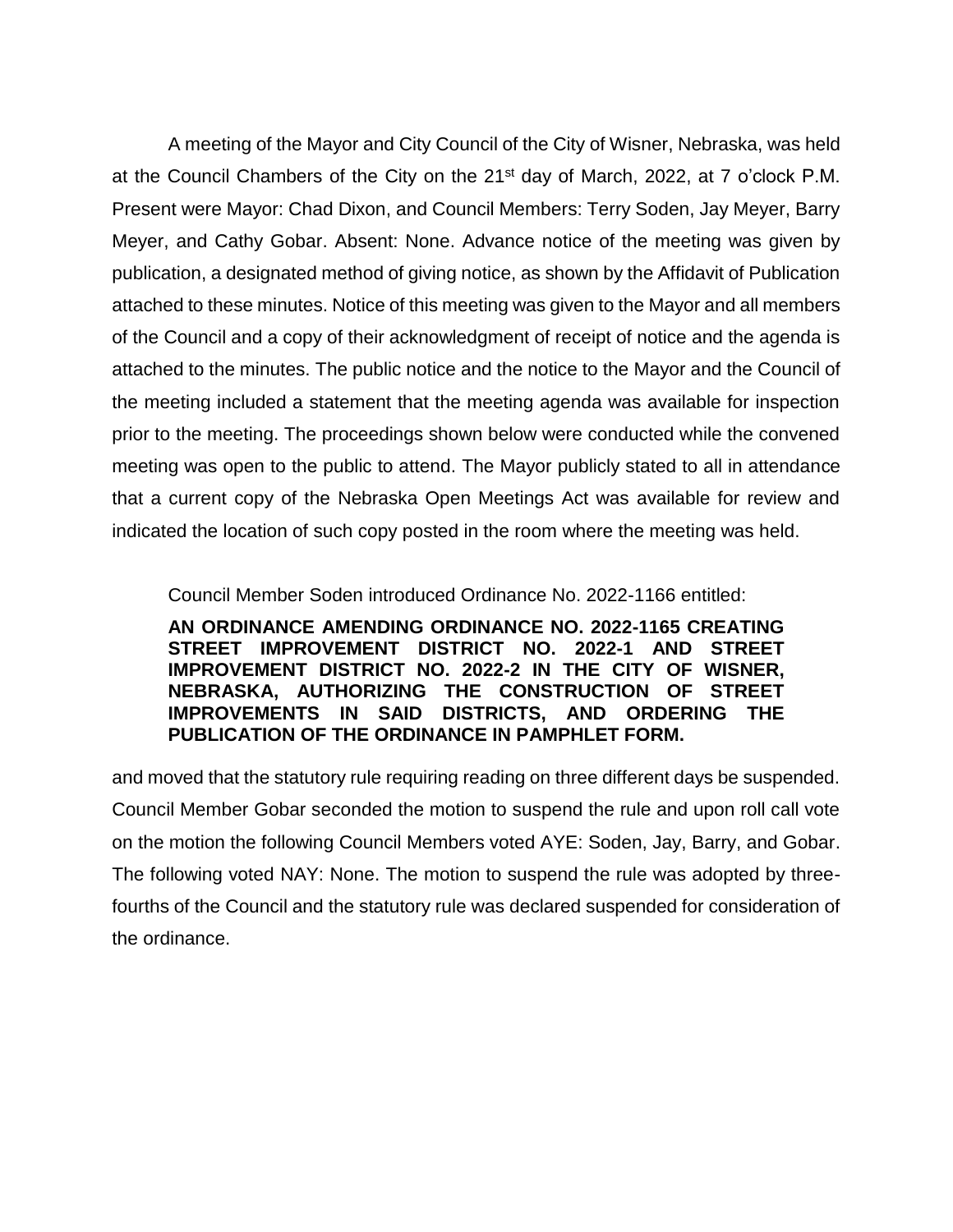A meeting of the Mayor and City Council of the City of Wisner, Nebraska, was held at the Council Chambers of the City on the 21st day of March, 2022, at 7 o'clock P.M. Present were Mayor: Chad Dixon, and Council Members: Terry Soden, Jay Meyer, Barry Meyer, and Cathy Gobar. Absent: None. Advance notice of the meeting was given by publication, a designated method of giving notice, as shown by the Affidavit of Publication attached to these minutes. Notice of this meeting was given to the Mayor and all members of the Council and a copy of their acknowledgment of receipt of notice and the agenda is attached to the minutes. The public notice and the notice to the Mayor and the Council of the meeting included a statement that the meeting agenda was available for inspection prior to the meeting. The proceedings shown below were conducted while the convened meeting was open to the public to attend. The Mayor publicly stated to all in attendance that a current copy of the Nebraska Open Meetings Act was available for review and indicated the location of such copy posted in the room where the meeting was held.

Council Member Soden introduced Ordinance No. 2022-1166 entitled:

**AN ORDINANCE AMENDING ORDINANCE NO. 2022-1165 CREATING STREET IMPROVEMENT DISTRICT NO. 2022-1 AND STREET IMPROVEMENT DISTRICT NO. 2022-2 IN THE CITY OF WISNER, NEBRASKA, AUTHORIZING THE CONSTRUCTION OF STREET IMPROVEMENTS IN SAID DISTRICTS, AND ORDERING THE PUBLICATION OF THE ORDINANCE IN PAMPHLET FORM.**

and moved that the statutory rule requiring reading on three different days be suspended. Council Member Gobar seconded the motion to suspend the rule and upon roll call vote on the motion the following Council Members voted AYE: Soden, Jay, Barry, and Gobar. The following voted NAY: None. The motion to suspend the rule was adopted by three-fourths of the Council and the statutory rule was declared suspended for consideration of the ordinance.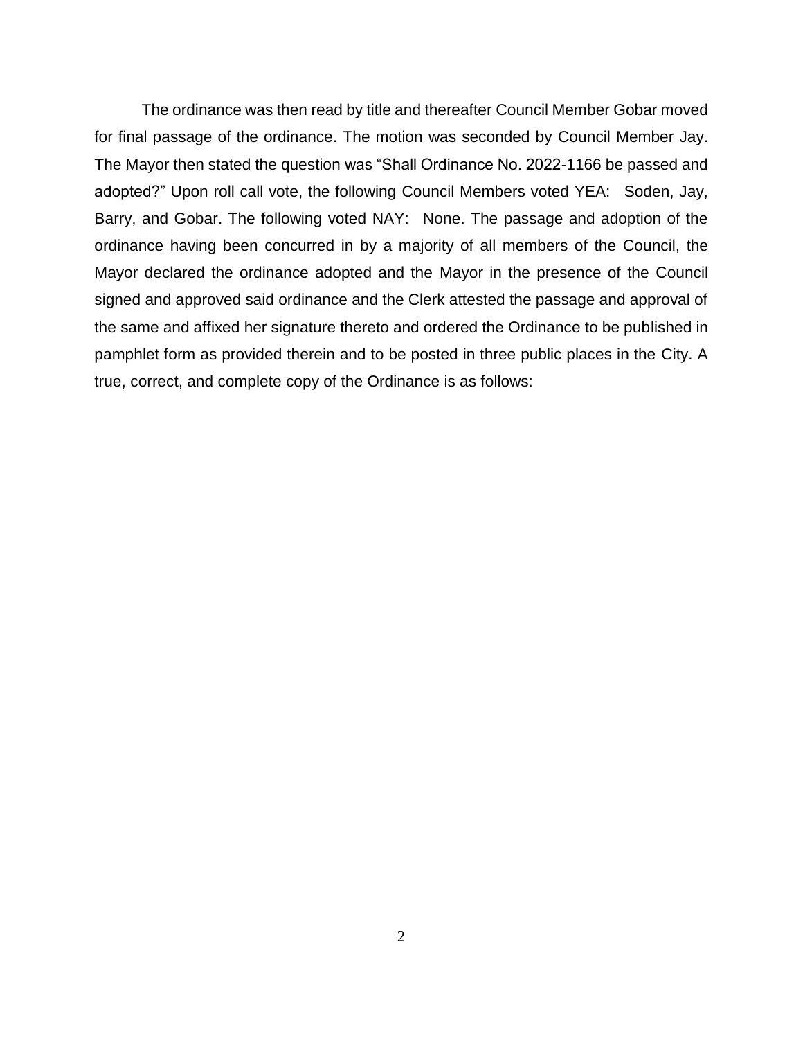The ordinance was then read by title and thereafter Council Member Gobar moved for final passage of the ordinance. The motion was seconded by Council Member Jay. The Mayor then stated the question was "Shall Ordinance No. 2022-1166 be passed and adopted?" Upon roll call vote, the following Council Members voted YEA: Soden, Jay, Barry, and Gobar. The following voted NAY: None. The passage and adoption of the ordinance having been concurred in by a majority of all members of the Council, the Mayor declared the ordinance adopted and the Mayor in the presence of the Council signed and approved said ordinance and the Clerk attested the passage and approval of the same and affixed her signature thereto and ordered the Ordinance to be published in pamphlet form as provided therein and to be posted in three public places in the City. A true, correct, and complete copy of the Ordinance is as follows: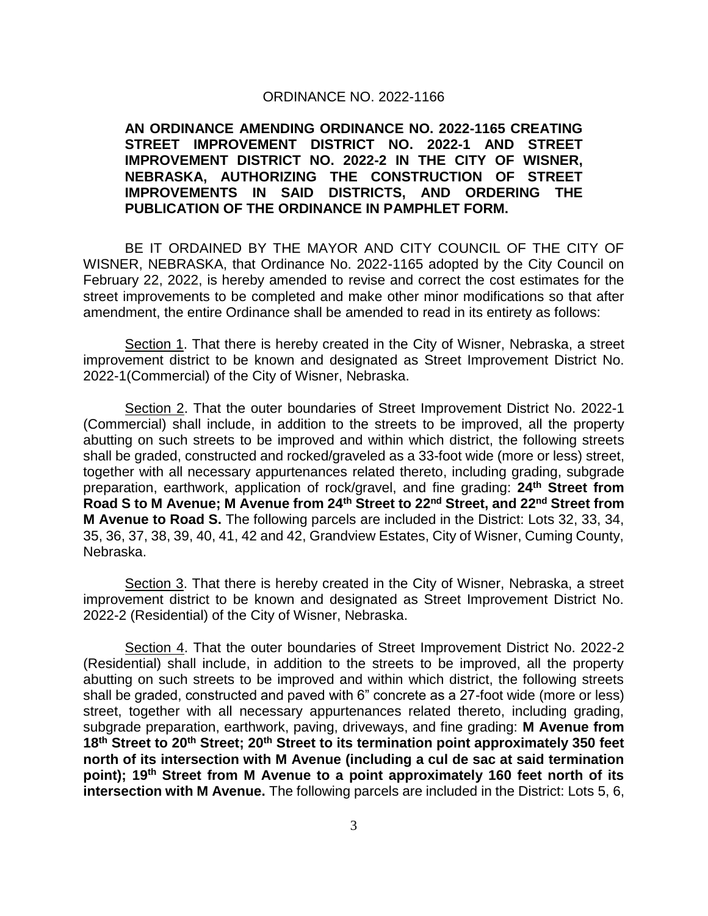ORDINANCE NO. 2022-1166

**AN ORDINANCE AMENDING ORDINANCE NO. 2022-1165 CREATING STREET IMPROVEMENT DISTRICT NO. 2022-1 AND STREET IMPROVEMENT DISTRICT NO. 2022-2 IN THE CITY OF WISNER, NEBRASKA, AUTHORIZING THE CONSTRUCTION OF STREET IMPROVEMENTS IN SAID DISTRICTS, AND ORDERING THE PUBLICATION OF THE ORDINANCE IN PAMPHLET FORM.**

BE IT ORDAINED BY THE MAYOR AND CITY COUNCIL OF THE CITY OF WISNER, NEBRASKA, that Ordinance No. 2022-1165 adopted by the City Council on February 22, 2022, is hereby amended to revise and correct the cost estimates for the street improvements to be completed and make other minor modifications so that after amendment, the entire Ordinance shall be amended to read in its entirety as follows:

<u>Section 1</u>. That there is hereby created in the City of Wisner, Nebraska, a street improvement district to be known and designated as Street Improvement District No. 2022-1(Commercial) of the City of Wisner, Nebraska.

<u>Section 2</u>. That the outer boundaries of Street Improvement District No. 2022-1 (Commercial) shall include, in addition to the streets to be improved, all the property abutting on such streets to be improved and within which district, the following streets shall be graded, constructed and rocked/graveled as a 33-foot wide (more or less) street, together with all necessary appurtenances related thereto, including grading, subgrade preparation, earthwork, application of rock/gravel, and fine grading: **24th Street from Road S to M Avenue; M Avenue from 24th Street to 22nd Street, and 22nd Street from M Avenue to Road S.** The following parcels are included in the District: Lots 32, 33, 34, 35, 36, 37, 38, 39, 40, 41, 42 and 42, Grandview Estates, City of Wisner, Cuming County, Nebraska.

<u>Section 3</u>. That there is hereby created in the City of Wisner, Nebraska, a street improvement district to be known and designated as Street Improvement District No. 2022-2 (Residential) of the City of Wisner, Nebraska.

<u>Section 4</u>. That the outer boundaries of Street Improvement District No. 2022-2 (Residential) shall include, in addition to the streets to be improved, all the property abutting on such streets to be improved and within which district, the following streets shall be graded, constructed and paved with 6" concrete as a 27-foot wide (more or less) street, together with all necessary appurtenances related thereto, including grading, subgrade preparation, earthwork, paving, driveways, and fine grading: **M Avenue from 18th Street to 20th Street; 20th Street to its termination point approximately 350 feet north of its intersection with M Avenue (including a cul de sac at said termination point); 19th Street from M Avenue to a point approximately 160 feet north of its intersection with M Avenue.** The following parcels are included in the District: Lots 5, 6,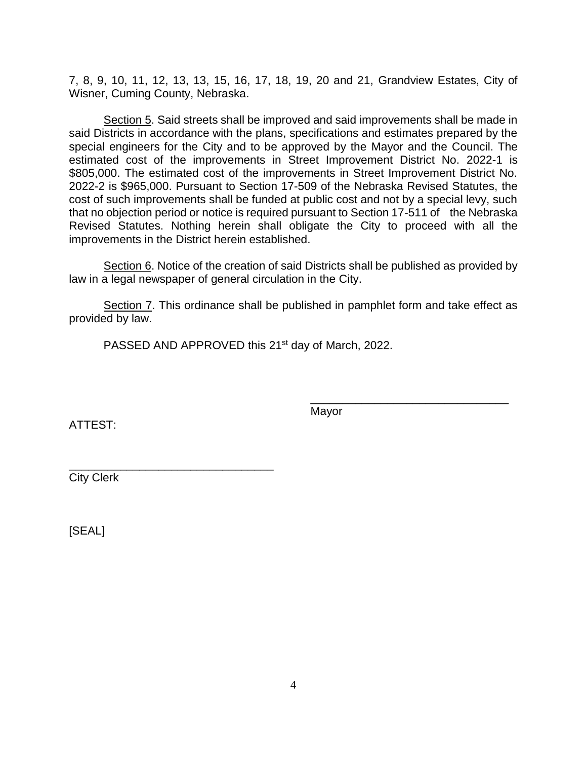7, 8, 9, 10, 11, 12, 13, 13, 15, 16, 17, 18, 19, 20 and 21, Grandview Estates, City of Wisner, Cuming County, Nebraska.

Section 5. Said streets shall be improved and said improvements shall be made in said Districts in accordance with the plans, specifications and estimates prepared by the special engineers for the City and to be approved by the Mayor and the Council. The estimated cost of the improvements in Street Improvement District No. 2022-1 is $805,000. The estimated cost of the improvements in Street Improvement District No. 2022-2 is $965,000. Pursuant to Section 17-509 of the Nebraska Revised Statutes, the cost of such improvements shall be funded at public cost and not by a special levy, such that no objection period or notice is required pursuant to Section 17-511 of the Nebraska Revised Statutes. Nothing herein shall obligate the City to proceed with all the improvements in the District herein established.

Section 6. Notice of the creation of said Districts shall be published as provided by law in a legal newspaper of general circulation in the City.

Section 7. This ordinance shall be published in pamphlet form and take effect as provided by law.

PASSED AND APPROVED this 21st day of March, 2022.

\_\_\_\_\_\_\_\_\_\_\_\_\_\_\_\_\_\_\_\_\_\_\_\_\_\_\_\_\_\_\_\_
Mayor

ATTEST:

\_\_\_\_\_\_\_\_\_\_\_\_\_\_\_\_\_\_\_\_\_\_\_\_\_\_\_\_\_\_\_\_
City Clerk

[SEAL]